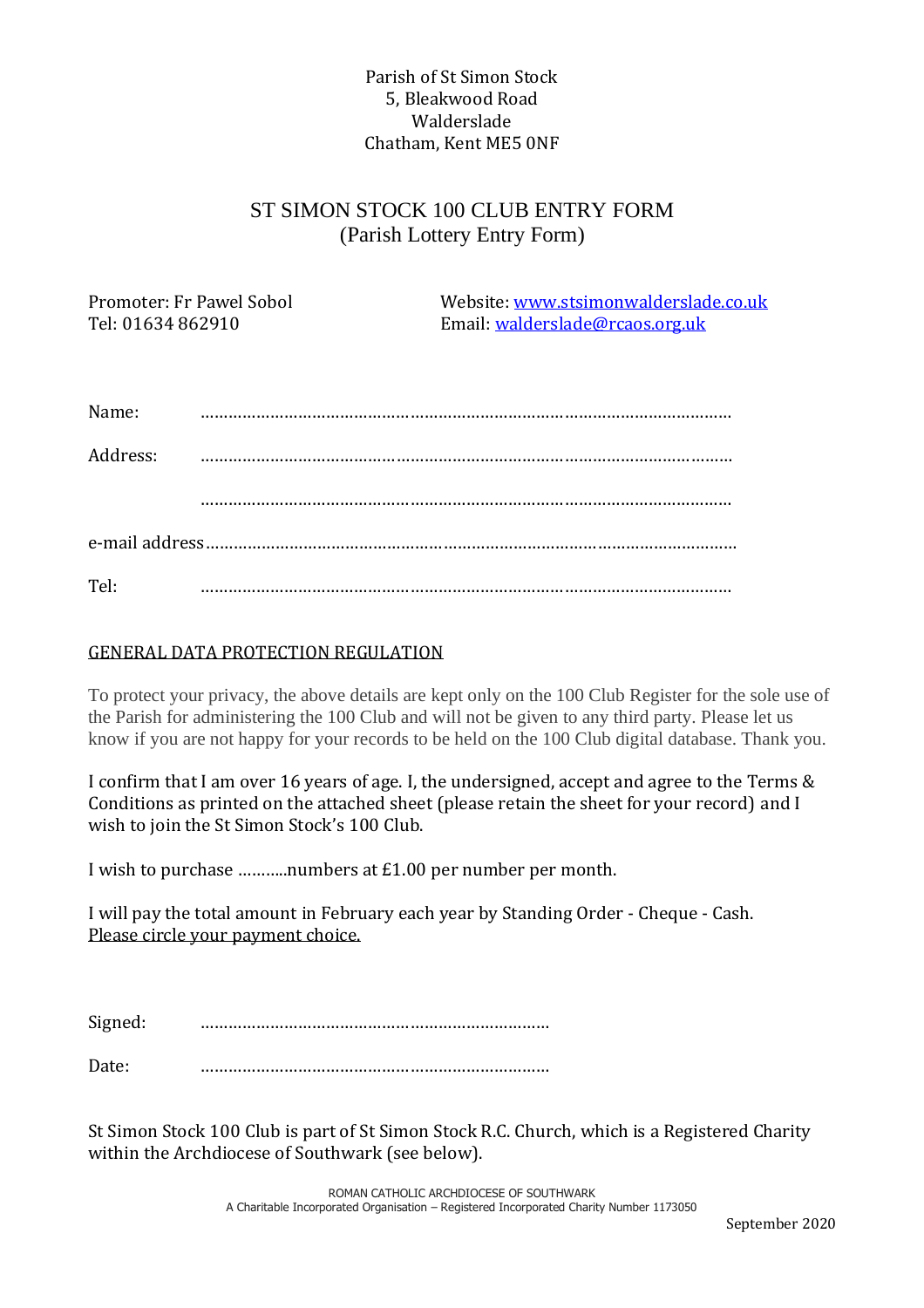Parish of St Simon Stock
5, Bleakwood Road
Walderslade
Chatham, Kent ME5 0NF

# ST SIMON STOCK 100 CLUB ENTRY FORM
## (Parish Lottery Entry Form)

Promoter: Fr Pawel Sobol
Tel: 01634 862910

Website: www.stsimonwalderslade.co.uk
Email: walderslade@rcaos.org.uk

Name: ………………………………………………………………………………………………

Address: ………………………………………………………………………………………………

………………………………………………………………………………………………

e-mail address………………………………………………………………………………………………

Tel: ………………………………………………………………………………………………

<u>GENERAL DATA PROTECTION REGULATION</u>

To protect your privacy, the above details are kept only on the 100 Club Register for the sole use of the Parish for administering the 100 Club and will not be given to any third party. Please let us know if you are not happy for your records to be held on the 100 Club digital database. Thank you.

I confirm that I am over 16 years of age. I, the undersigned, accept and agree to the Terms & Conditions as printed on the attached sheet (please retain the sheet for your record) and I wish to join the St Simon Stock's 100 Club.

I wish to purchase ………..numbers at £1.00 per number per month.

I will pay the total amount in February each year by Standing Order - Cheque - Cash.
<u>Please circle your payment choice.</u>

Signed: …………………………………………………………………

Date: …………………………………………………………………

St Simon Stock 100 Club is part of St Simon Stock R.C. Church, which is a Registered Charity within the Archdiocese of Southwark (see below).

ROMAN CATHOLIC ARCHDIOCESE OF SOUTHWARK
A Charitable Incorporated Organisation – Registered Incorporated Charity Number 1173050

September 2020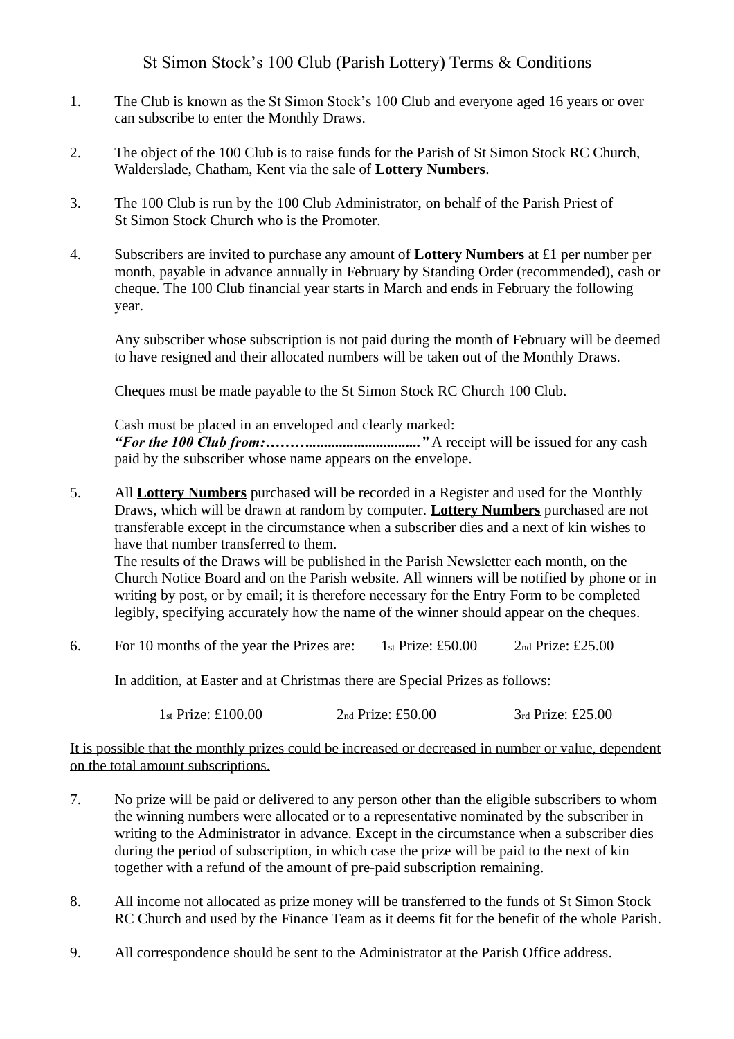St Simon Stock's 100 Club (Parish Lottery) Terms & Conditions

1. The Club is known as the St Simon Stock's 100 Club and everyone aged 16 years or over can subscribe to enter the Monthly Draws.

2. The object of the 100 Club is to raise funds for the Parish of St Simon Stock RC Church, Walderslade, Chatham, Kent via the sale of **Lottery Numbers**.

3. The 100 Club is run by the 100 Club Administrator, on behalf of the Parish Priest of St Simon Stock Church who is the Promoter.

4. Subscribers are invited to purchase any amount of **Lottery Numbers** at £1 per number per month, payable in advance annually in February by Standing Order (recommended), cash or cheque. The 100 Club financial year starts in March and ends in February the following year.

   Any subscriber whose subscription is not paid during the month of February will be deemed to have resigned and their allocated numbers will be taken out of the Monthly Draws.

   Cheques must be made payable to the St Simon Stock RC Church 100 Club.

   Cash must be placed in an enveloped and clearly marked:
   ***"For the 100 Club from:………................................"*** A receipt will be issued for any cash paid by the subscriber whose name appears on the envelope.

5. All **Lottery Numbers** purchased will be recorded in a Register and used for the Monthly Draws, which will be drawn at random by computer. **Lottery Numbers** purchased are not transferable except in the circumstance when a subscriber dies and a next of kin wishes to have that number transferred to them.
   The results of the Draws will be published in the Parish Newsletter each month, on the Church Notice Board and on the Parish website. All winners will be notified by phone or in writing by post, or by email; it is therefore necessary for the Entry Form to be completed legibly, specifying accurately how the name of the winner should appear on the cheques.

6. For 10 months of the year the Prizes are: 1st Prize: £50.00 2nd Prize: £25.00

   In addition, at Easter and at Christmas there are Special Prizes as follows:

   1st Prize: £100.00 2nd Prize: £50.00 3rd Prize: £25.00

It is possible that the monthly prizes could be increased or decreased in number or value, dependent on the total amount subscriptions.

7. No prize will be paid or delivered to any person other than the eligible subscribers to whom the winning numbers were allocated or to a representative nominated by the subscriber in writing to the Administrator in advance. Except in the circumstance when a subscriber dies during the period of subscription, in which case the prize will be paid to the next of kin together with a refund of the amount of pre-paid subscription remaining.

8. All income not allocated as prize money will be transferred to the funds of St Simon Stock RC Church and used by the Finance Team as it deems fit for the benefit of the whole Parish.

9. All correspondence should be sent to the Administrator at the Parish Office address.